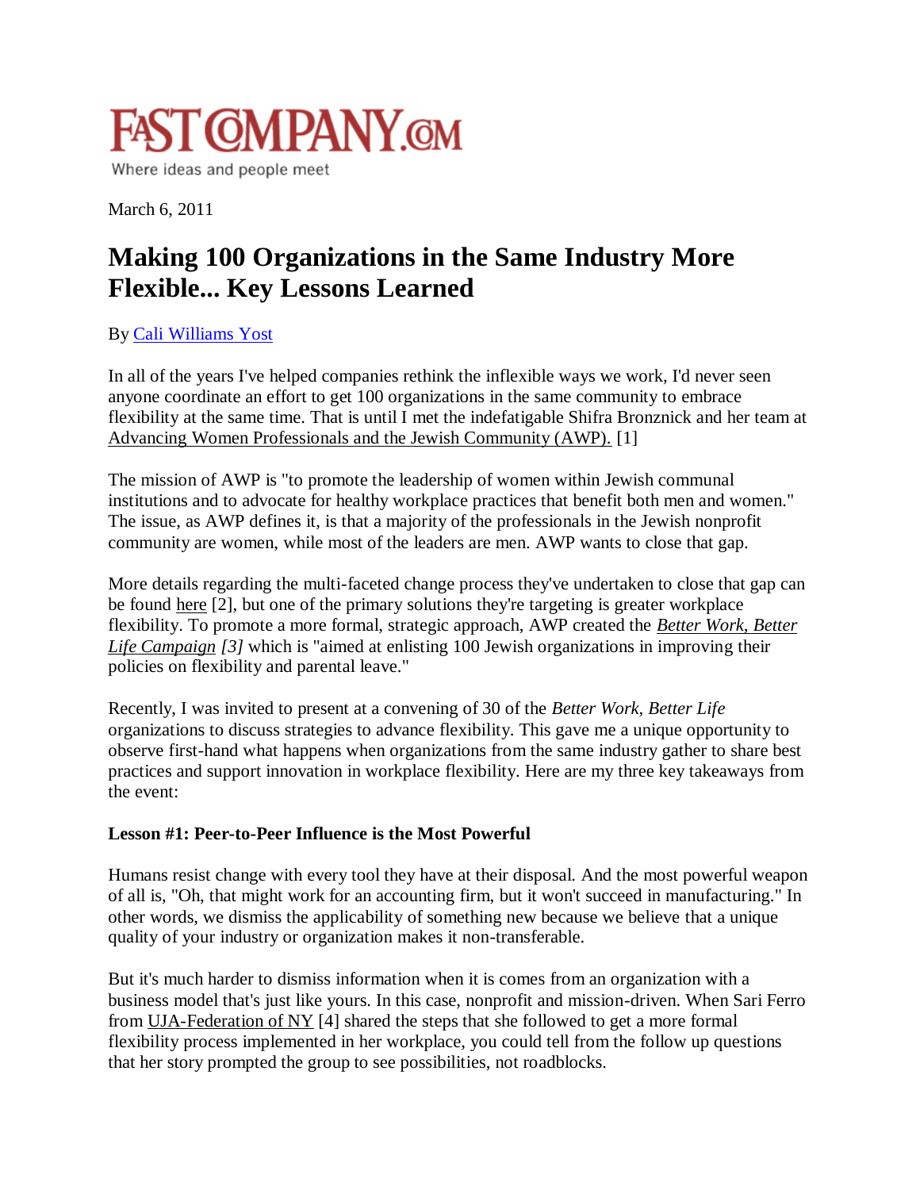FAST COMPANY.COM

Where ideas and people meet

March 6, 2011

# Making 100 Organizations in the Same Industry More Flexible... Key Lessons Learned

By Cali Williams Yost

In all of the years I've helped companies rethink the inflexible ways we work, I'd never seen anyone coordinate an effort to get 100 organizations in the same community to embrace flexibility at the same time. That is until I met the indefatigable Shifra Bronznick and her team at Advancing Women Professionals and the Jewish Community (AWP). [1]

The mission of AWP is "to promote the leadership of women within Jewish communal institutions and to advocate for healthy workplace practices that benefit both men and women." The issue, as AWP defines it, is that a majority of the professionals in the Jewish nonprofit community are women, while most of the leaders are men. AWP wants to close that gap.

More details regarding the multi-faceted change process they've undertaken to close that gap can be found here [2], but one of the primary solutions they're targeting is greater workplace flexibility. To promote a more formal, strategic approach, AWP created the *Better Work, Better Life Campaign [3]* which is "aimed at enlisting 100 Jewish organizations in improving their policies on flexibility and parental leave."

Recently, I was invited to present at a convening of 30 of the *Better Work, Better Life* organizations to discuss strategies to advance flexibility. This gave me a unique opportunity to observe first-hand what happens when organizations from the same industry gather to share best practices and support innovation in workplace flexibility. Here are my three key takeaways from the event:

**Lesson #1: Peer-to-Peer Influence is the Most Powerful**

Humans resist change with every tool they have at their disposal. And the most powerful weapon of all is, "Oh, that might work for an accounting firm, but it won't succeed in manufacturing." In other words, we dismiss the applicability of something new because we believe that a unique quality of your industry or organization makes it non-transferable.

But it's much harder to dismiss information when it is comes from an organization with a business model that's just like yours. In this case, nonprofit and mission-driven. When Sari Ferro from UJA-Federation of NY [4] shared the steps that she followed to get a more formal flexibility process implemented in her workplace, you could tell from the follow up questions that her story prompted the group to see possibilities, not roadblocks.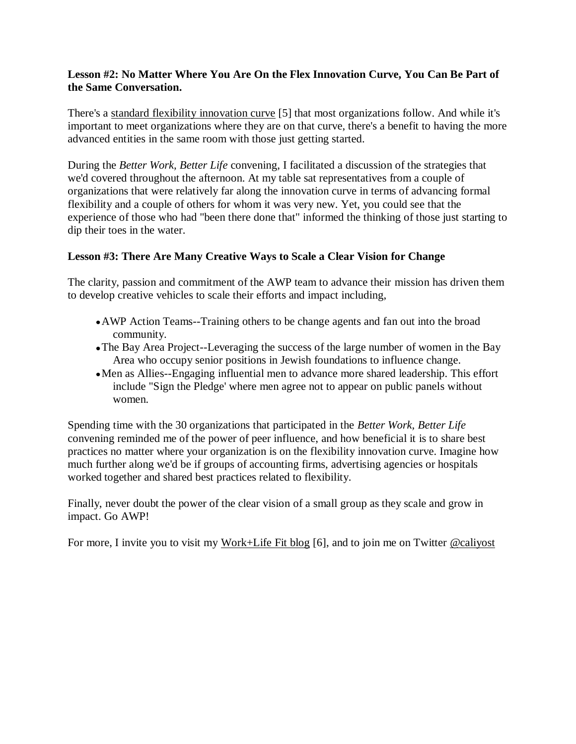**Lesson #2: No Matter Where You Are On the Flex Innovation Curve, You Can Be Part of the Same Conversation.**

There's a standard flexibility innovation curve [5] that most organizations follow. And while it's important to meet organizations where they are on that curve, there's a benefit to having the more advanced entities in the same room with those just getting started.

During the *Better Work, Better Life* convening, I facilitated a discussion of the strategies that we'd covered throughout the afternoon. At my table sat representatives from a couple of organizations that were relatively far along the innovation curve in terms of advancing formal flexibility and a couple of others for whom it was very new. Yet, you could see that the experience of those who had "been there done that" informed the thinking of those just starting to dip their toes in the water.

**Lesson #3: There Are Many Creative Ways to Scale a Clear Vision for Change**

The clarity, passion and commitment of the AWP team to advance their mission has driven them to develop creative vehicles to scale their efforts and impact including,

- AWP Action Teams--Training others to be change agents and fan out into the broad community.
- The Bay Area Project--Leveraging the success of the large number of women in the Bay Area who occupy senior positions in Jewish foundations to influence change.
- Men as Allies--Engaging influential men to advance more shared leadership. This effort include "Sign the Pledge' where men agree not to appear on public panels without women.

Spending time with the 30 organizations that participated in the *Better Work, Better Life* convening reminded me of the power of peer influence, and how beneficial it is to share best practices no matter where your organization is on the flexibility innovation curve. Imagine how much further along we'd be if groups of accounting firms, advertising agencies or hospitals worked together and shared best practices related to flexibility.

Finally, never doubt the power of the clear vision of a small group as they scale and grow in impact. Go AWP!

For more, I invite you to visit my Work+Life Fit blog [6], and to join me on Twitter @caliyost